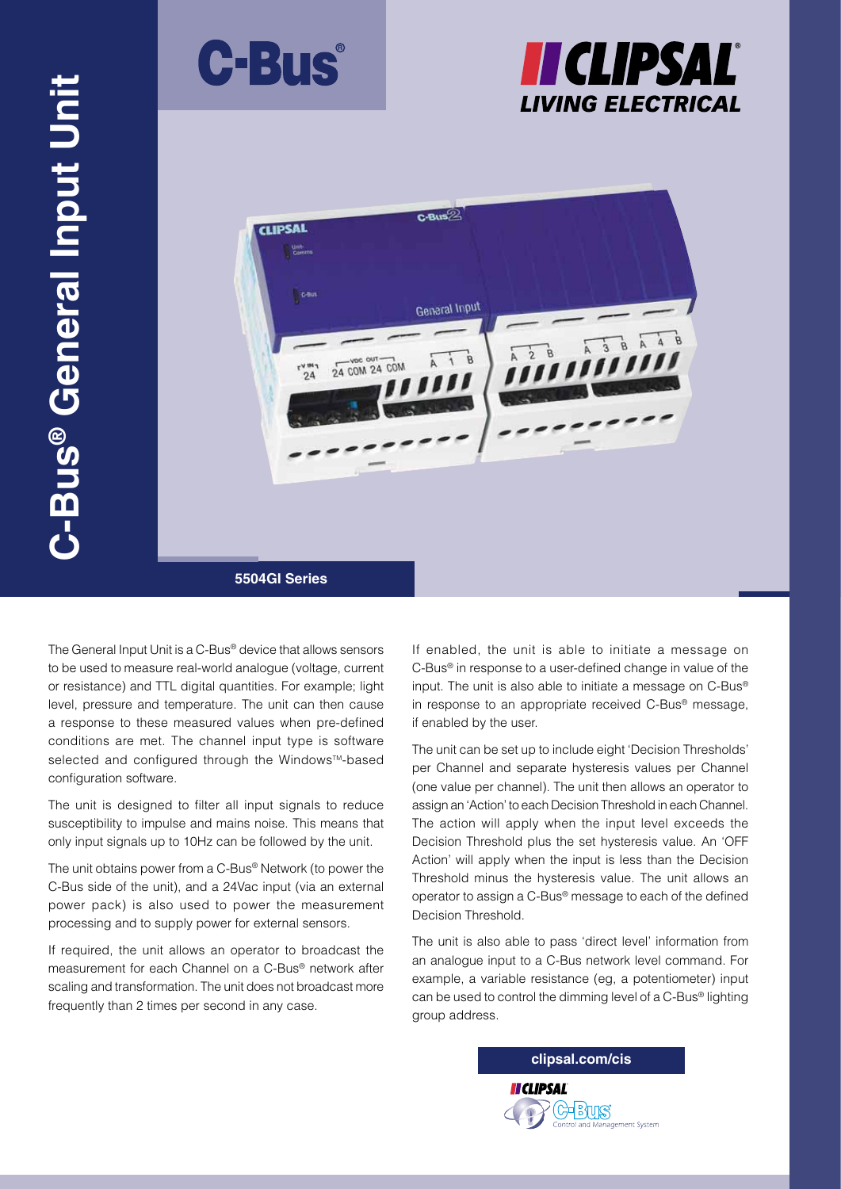# C-Bus® General Input Unit

C-Bus®

CLIPSAL® LIVING ELECTRICAL

**5504GI Series**

The General Input Unit is a C-Bus® device that allows sensors to be used to measure real-world analogue (voltage, current or resistance) and TTL digital quantities. For example; light level, pressure and temperature. The unit can then cause a response to these measured values when pre-defined conditions are met. The channel input type is software selected and configured through the Windows™-based configuration software.

The unit is designed to filter all input signals to reduce susceptibility to impulse and mains noise. This means that only input signals up to 10Hz can be followed by the unit.

The unit obtains power from a C-Bus® Network (to power the C-Bus side of the unit), and a 24Vac input (via an external power pack) is also used to power the measurement processing and to supply power for external sensors.

If required, the unit allows an operator to broadcast the measurement for each Channel on a C-Bus® network after scaling and transformation. The unit does not broadcast more frequently than 2 times per second in any case.

If enabled, the unit is able to initiate a message on C-Bus® in response to a user-defined change in value of the input. The unit is also able to initiate a message on C-Bus® in response to an appropriate received C-Bus® message, if enabled by the user.

The unit can be set up to include eight 'Decision Thresholds' per Channel and separate hysteresis values per Channel (one value per channel). The unit then allows an operator to assign an 'Action' to each Decision Threshold in each Channel. The action will apply when the input level exceeds the Decision Threshold plus the set hysteresis value. An 'OFF Action' will apply when the input is less than the Decision Threshold minus the hysteresis value. The unit allows an operator to assign a C-Bus® message to each of the defined Decision Threshold.

The unit is also able to pass 'direct level' information from an analogue input to a C-Bus network level command. For example, a variable resistance (eg, a potentiometer) input can be used to control the dimming level of a C-Bus® lighting group address.

**clipsal.com/cis**

CLIPSAL C-Bus Control and Management System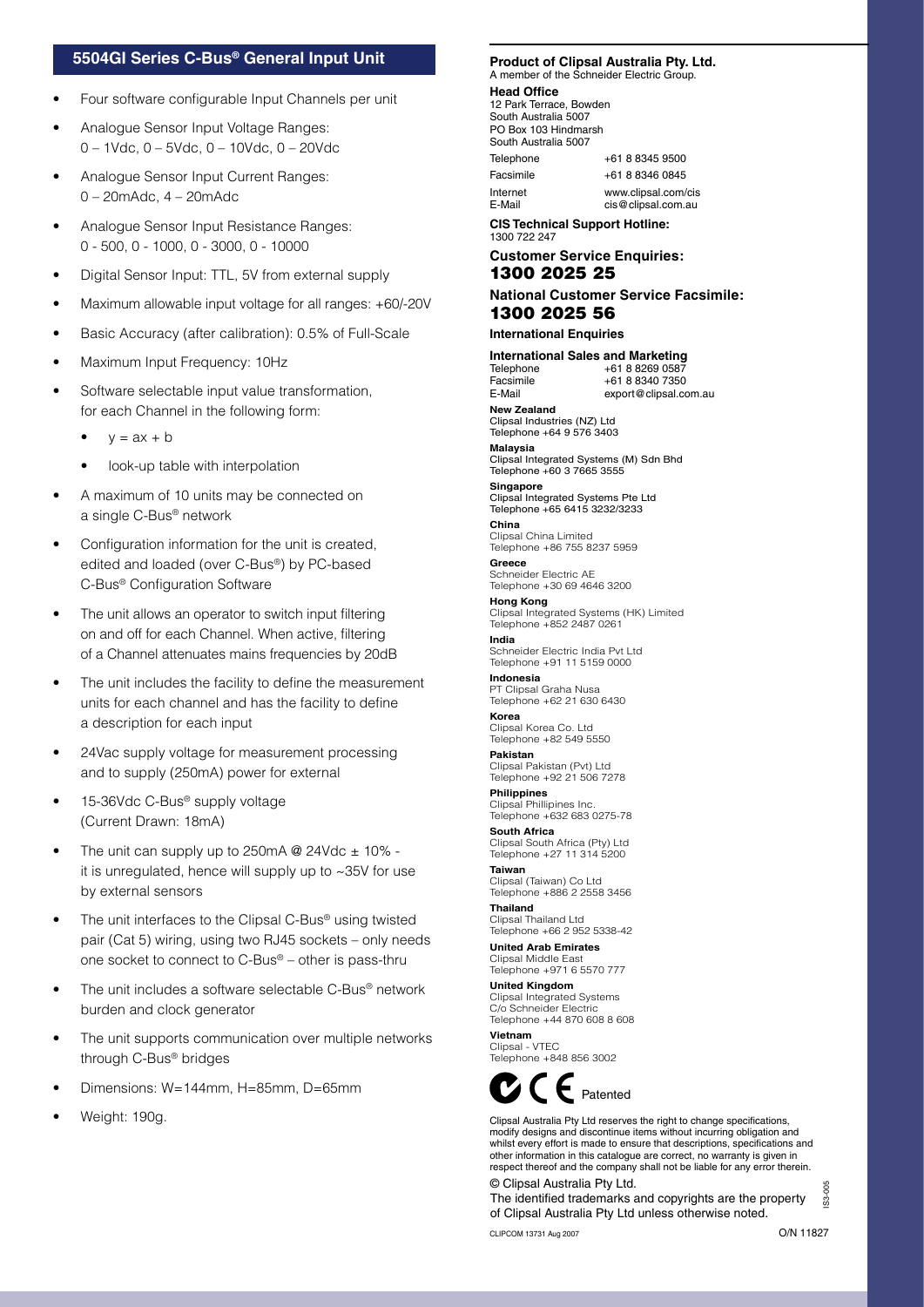## 5504GI Series C-Bus® General Input Unit

- Four software configurable Input Channels per unit
- Analogue Sensor Input Voltage Ranges: 0 – 1Vdc, 0 – 5Vdc, 0 – 10Vdc, 0 – 20Vdc
- Analogue Sensor Input Current Ranges: 0 – 20mAdc, 4 – 20mAdc
- Analogue Sensor Input Resistance Ranges: 0 - 500, 0 - 1000, 0 - 3000, 0 - 10000
- Digital Sensor Input: TTL, 5V from external supply
- Maximum allowable input voltage for all ranges: +60/-20V
- Basic Accuracy (after calibration): 0.5% of Full-Scale
- Maximum Input Frequency: 10Hz
- Software selectable input value transformation, for each Channel in the following form:
  - $y = ax + b$
  - look-up table with interpolation
- A maximum of 10 units may be connected on a single C-Bus® network
- Configuration information for the unit is created, edited and loaded (over C-Bus®) by PC-based C-Bus® Configuration Software
- The unit allows an operator to switch input filtering on and off for each Channel. When active, filtering of a Channel attenuates mains frequencies by 20dB
- The unit includes the facility to define the measurement units for each channel and has the facility to define a description for each input
- 24Vac supply voltage for measurement processing and to supply (250mA) power for external
- 15-36Vdc C-Bus® supply voltage (Current Drawn: 18mA)
- The unit can supply up to 250mA @ 24Vdc ± 10% - it is unregulated, hence will supply up to ~35V for use by external sensors
- The unit interfaces to the Clipsal C-Bus® using twisted pair (Cat 5) wiring, using two RJ45 sockets – only needs one socket to connect to C-Bus® – other is pass-thru
- The unit includes a software selectable C-Bus® network burden and clock generator
- The unit supports communication over multiple networks through C-Bus® bridges
- Dimensions: W=144mm, H=85mm, D=65mm
- Weight: 190g.

**Product of Clipsal Australia Pty. Ltd.**
A member of the Schneider Electric Group.

**Head Office**
12 Park Terrace, Bowden
South Australia 5007
PO Box 103 Hindmarsh
South Australia 5007

| | |
|---|---|
| Telephone | +61 8 8345 9500 |
| Facsimile | +61 8 8346 0845 |
| Internet | www.clipsal.com/cis |
| E-Mail | cis@clipsal.com.au |

**CIS Technical Support Hotline:**
1300 722 247

**Customer Service Enquiries:**
**1300 2025 25**

**National Customer Service Facsimile:**
**1300 2025 56**

**International Enquiries**

**International Sales and Marketing**

| | |
|---|---|
| Telephone | +61 8 8269 0587 |
| Facsimile | +61 8 8340 7350 |
| E-Mail | export@clipsal.com.au |

**New Zealand**
Clipsal Industries (NZ) Ltd
Telephone +64 9 576 3403

**Malaysia**
Clipsal Integrated Systems (M) Sdn Bhd
Telephone +60 3 7665 3555

**Singapore**
Clipsal Integrated Systems Pte Ltd
Telephone +65 6415 3232/3233

**China**
Clipsal China Limited
Telephone +86 755 8237 5959

**Greece**
Schneider Electric AE
Telephone +30 69 4646 3200

**Hong Kong**
Clipsal Integrated Systems (HK) Limited
Telephone +852 2487 0261

**India**
Schneider Electric India Pvt Ltd
Telephone +91 11 5159 0000

**Indonesia**
PT Clipsal Graha Nusa
Telephone +62 21 630 6430

**Korea**
Clipsal Korea Co. Ltd
Telephone +82 549 5550

**Pakistan**
Clipsal Pakistan (Pvt) Ltd
Telephone +92 21 506 7278

**Philippines**
Clipsal Phillipines Inc.
Telephone +632 683 0275-78

**South Africa**
Clipsal South Africa (Pty) Ltd
Telephone +27 11 314 5200

**Taiwan**
Clipsal (Taiwan) Co Ltd
Telephone +886 2 2558 3456

**Thailand**
Clipsal Thailand Ltd
Telephone +66 2 952 5338-42

**United Arab Emirates**
Clipsal Middle East
Telephone +971 6 5570 777

**United Kingdom**
Clipsal Integrated Systems
C/o Schneider Electric
Telephone +44 870 608 8 608

**Vietnam**
Clipsal - VTEC
Telephone +848 856 3002

Patented

Clipsal Australia Pty Ltd reserves the right to change specifications, modify designs and discontinue items without incurring obligation and whilst every effort is made to ensure that descriptions, specifications and other information in this catalogue are correct, no warranty is given in respect thereof and the company shall not be liable for any error therein.

© Clipsal Australia Pty Ltd.
The identified trademarks and copyrights are the property of Clipsal Australia Pty Ltd unless otherwise noted.

CLIPCOM 13731 Aug 2007 O/N 11827

IS3-005